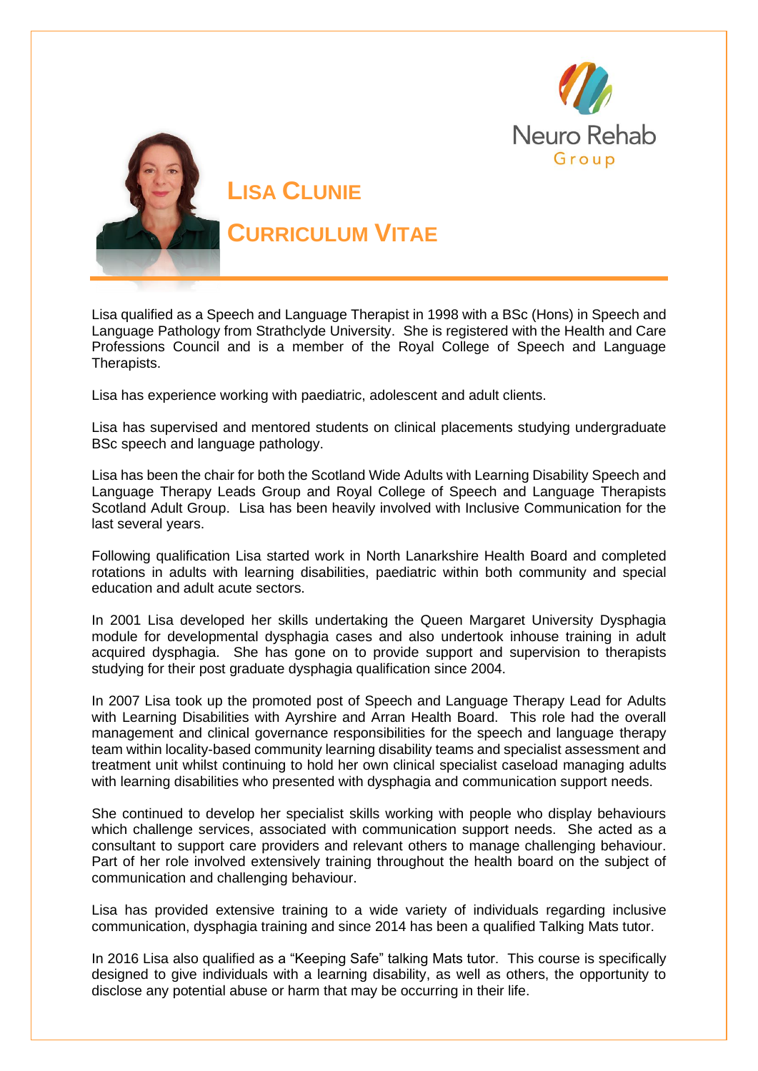# LISA CLUNIE

## CURRICULUM VITAE

Lisa qualified as a Speech and Language Therapist in 1998 with a BSc (Hons) in Speech and Language Pathology from Strathclyde University. She is registered with the Health and Care Professions Council and is a member of the Royal College of Speech and Language Therapists.

Lisa has experience working with paediatric, adolescent and adult clients.

Lisa has supervised and mentored students on clinical placements studying undergraduate BSc speech and language pathology.

Lisa has been the chair for both the Scotland Wide Adults with Learning Disability Speech and Language Therapy Leads Group and Royal College of Speech and Language Therapists Scotland Adult Group. Lisa has been heavily involved with Inclusive Communication for the last several years.

Following qualification Lisa started work in North Lanarkshire Health Board and completed rotations in adults with learning disabilities, paediatric within both community and special education and adult acute sectors.

In 2001 Lisa developed her skills undertaking the Queen Margaret University Dysphagia module for developmental dysphagia cases and also undertook inhouse training in adult acquired dysphagia. She has gone on to provide support and supervision to therapists studying for their post graduate dysphagia qualification since 2004.

In 2007 Lisa took up the promoted post of Speech and Language Therapy Lead for Adults with Learning Disabilities with Ayrshire and Arran Health Board. This role had the overall management and clinical governance responsibilities for the speech and language therapy team within locality-based community learning disability teams and specialist assessment and treatment unit whilst continuing to hold her own clinical specialist caseload managing adults with learning disabilities who presented with dysphagia and communication support needs.

She continued to develop her specialist skills working with people who display behaviours which challenge services, associated with communication support needs. She acted as a consultant to support care providers and relevant others to manage challenging behaviour. Part of her role involved extensively training throughout the health board on the subject of communication and challenging behaviour.

Lisa has provided extensive training to a wide variety of individuals regarding inclusive communication, dysphagia training and since 2014 has been a qualified Talking Mats tutor.

In 2016 Lisa also qualified as a "Keeping Safe" talking Mats tutor. This course is specifically designed to give individuals with a learning disability, as well as others, the opportunity to disclose any potential abuse or harm that may be occurring in their life.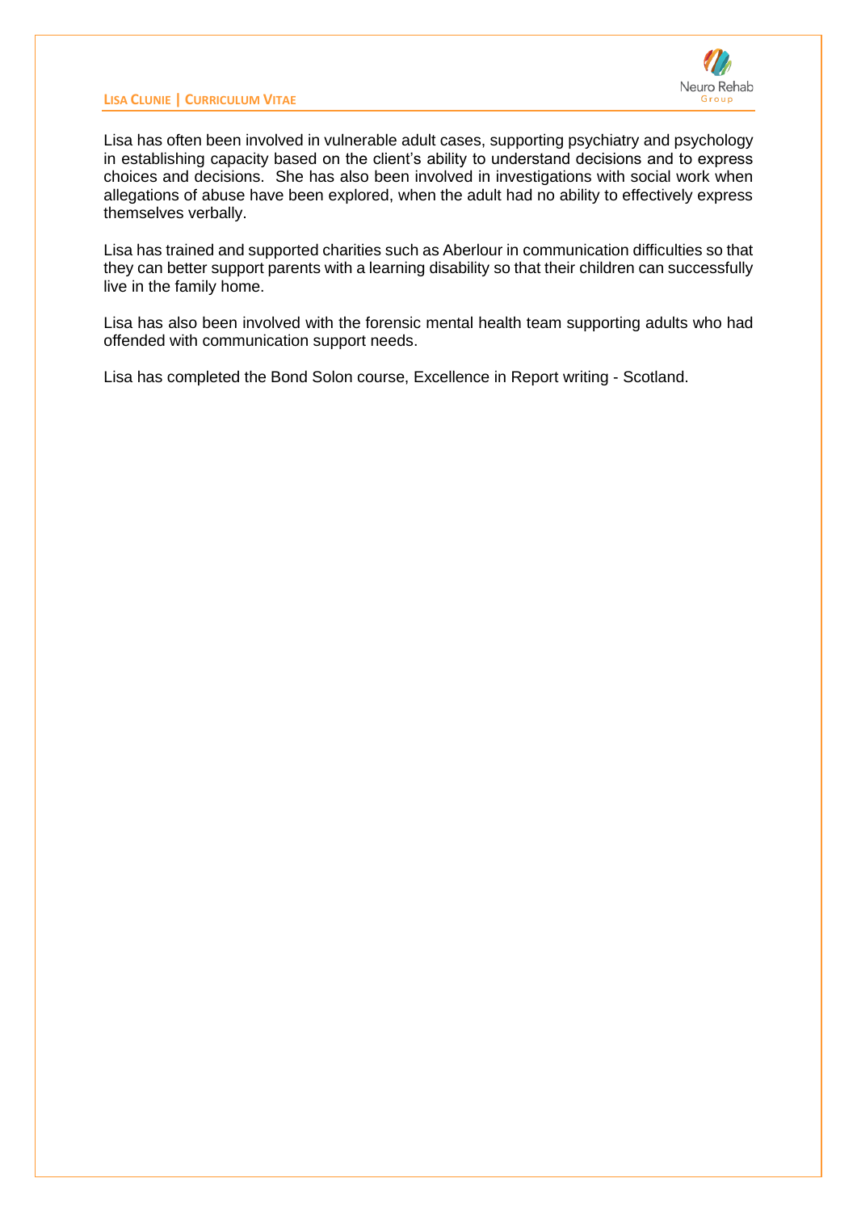Lisa has often been involved in vulnerable adult cases, supporting psychiatry and psychology in establishing capacity based on the client's ability to understand decisions and to express choices and decisions. She has also been involved in investigations with social work when allegations of abuse have been explored, when the adult had no ability to effectively express themselves verbally.

Lisa has trained and supported charities such as Aberlour in communication difficulties so that they can better support parents with a learning disability so that their children can successfully live in the family home.

Lisa has also been involved with the forensic mental health team supporting adults who had offended with communication support needs.

Lisa has completed the Bond Solon course, Excellence in Report writing - Scotland.